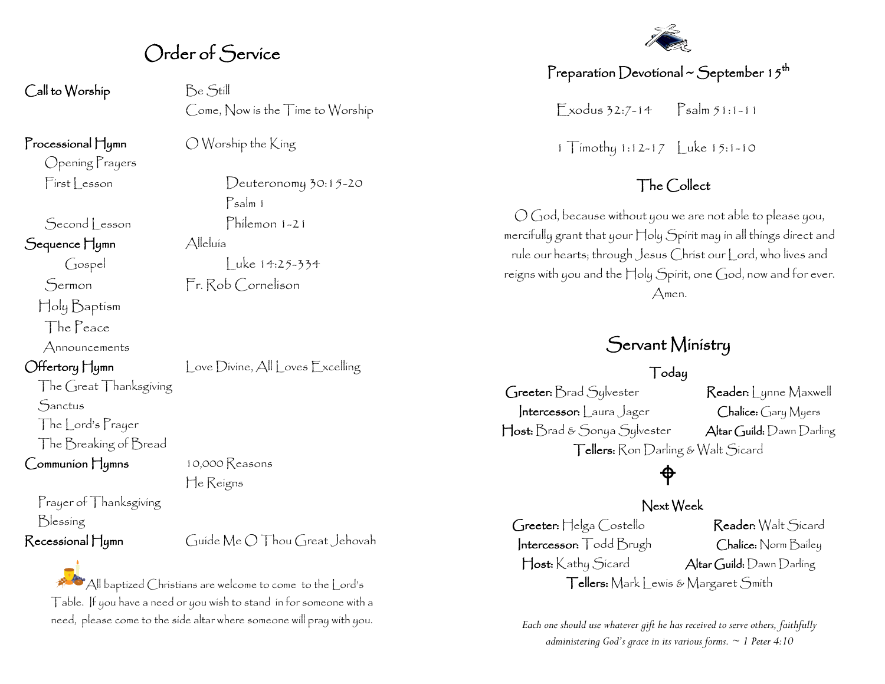# Order of Service

| | |
|---|---|
| **Call to Worship** | Be Still |
| | Come, Now is the Time to Worship |
| **Processional Hymn** | O Worship the King |
| Opening Prayers | |
| First Lesson | Deuteronomy 30:15-20 |
| | Psalm 1 |
| Second Lesson | Philemon 1-21 |
| **Sequence Hymn** | Alleluia |
| Gospel | Luke 14:25-334 |
| Sermon | Fr. Rob Cornelison |
| Holy Baptism | |
| The Peace | |
| Announcements | |
| **Offertory Hymn** | Love Divine, All Loves Excelling |
| The Great Thanksgiving | |
| Sanctus | |
| The Lord's Prayer | |
| The Breaking of Bread | |
| **Communion Hymns** | 10,000 Reasons |
| | He Reigns |
| Prayer of Thanksgiving | |
| Blessing | |
| **Recessional Hymn** | Guide Me O Thou Great Jehovah |

All baptized Christians are welcome to come to the Lord's Table. If you have a need or you wish to stand in for someone with a need, please come to the side altar where someone will pray with you.

## Preparation Devotional ~ September 15th

Exodus 32:7-14 Psalm 51:1-11

1 Timothy 1:12-17 Luke 15:1-10

## The Collect

O God, because without you we are not able to please you, mercifully grant that your Holy Spirit may in all things direct and rule our hearts; through Jesus Christ our Lord, who lives and reigns with you and the Holy Spirit, one God, now and for ever. Amen.

## Servant Ministry

### Today

**Greeter:** Brad Sylvester
**Reader:** Lynne Maxwell
**Intercessor:** Laura Jager
**Chalice:** Gary Myers
**Host:** Brad & Sonya Sylvester
**Altar Guild:** Dawn Darling
**Tellers:** Ron Darling & Walt Sicard

### Next Week

**Greeter:** Helga Costello
**Reader:** Walt Sicard
**Intercessor:** Todd Brugh
**Chalice:** Norm Bailey
**Host:** Kathy Sicard
**Altar Guild:** Dawn Darling
**Tellers:** Mark Lewis & Margaret Smith

*Each one should use whatever gift he has received to serve others, faithfully administering God's grace in its various forms. ~ 1 Peter 4:10*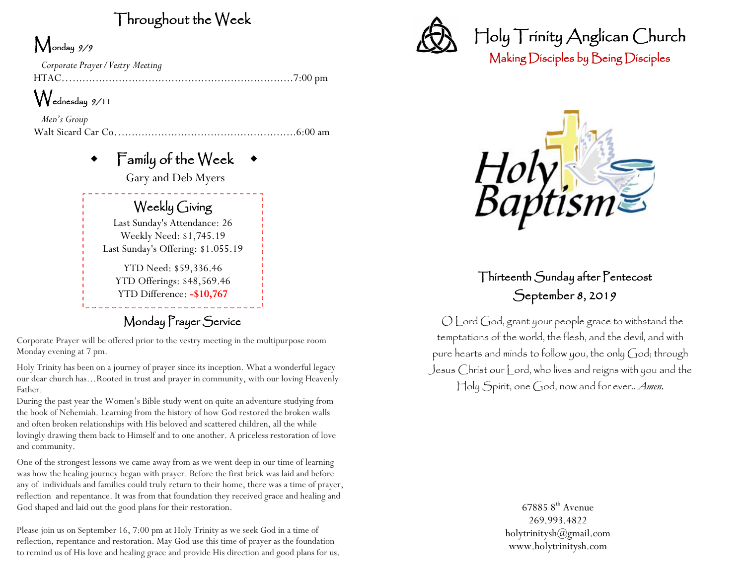# Throughout the Week

## Monday 9/9

*Corporate Prayer / Vestry Meeting*
HTAC……………………………………………………………7:00 pm

## Wednesday 9/11

*Men's Group*
Walt Sicard Car Co………………………………………………6:00 am

## Family of the Week

Gary and Deb Myers

## Weekly Giving

Last Sunday's Attendance: 26
Weekly Need: $1,745.19
Last Sunday's Offering: $1.055.19

YTD Need: $59,336.46
YTD Offerings: $48,569.46
YTD Difference: **-$10,767**

## Monday Prayer Service

Corporate Prayer will be offered prior to the vestry meeting in the multipurpose room Monday evening at 7 pm.

Holy Trinity has been on a journey of prayer since its inception. What a wonderful legacy our dear church has…Rooted in trust and prayer in community, with our loving Heavenly Father.

During the past year the Women's Bible study went on quite an adventure studying from the book of Nehemiah. Learning from the history of how God restored the broken walls and often broken relationships with His beloved and scattered children, all the while lovingly drawing them back to Himself and to one another. A priceless restoration of love and community.

One of the strongest lessons we came away from as we went deep in our time of learning was how the healing journey began with prayer. Before the first brick was laid and before any of individuals and families could truly return to their home, there was a time of prayer, reflection and repentance. It was from that foundation they received grace and healing and God shaped and laid out the good plans for their restoration.

Please join us on September 16, 7:00 pm at Holy Trinity as we seek God in a time of reflection, repentance and restoration. May God use this time of prayer as the foundation to remind us of His love and healing grace and provide His direction and good plans for us.

# Holy Trinity Anglican Church

Making Disciples by Being Disciples

Holy Baptism

## Thirteenth Sunday after Pentecost
## September 8, 2019

O Lord God, grant your people grace to withstand the temptations of the world, the flesh, and the devil, and with pure hearts and minds to follow you, the only God; through Jesus Christ our Lord, who lives and reigns with you and the Holy Spirit, one God, now and for ever.. *Amen.*

67885 8th Avenue
269.993.4822
holytrinitysh@gmail.com
www.holytrinitysh.com